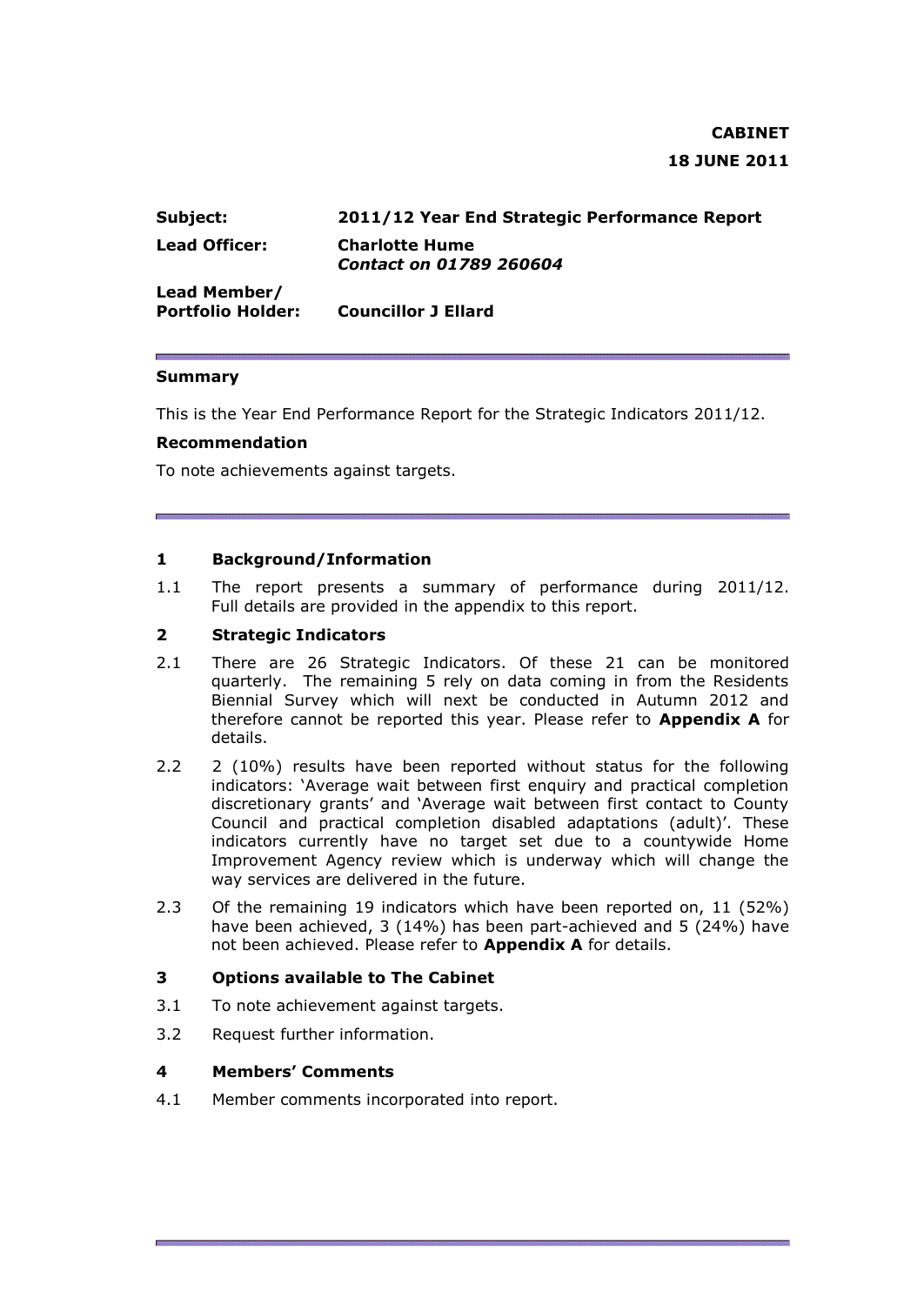**CABINET**

**18 JUNE 2011**

| | |
|---|---|
| **Subject:** | **2011/12 Year End Strategic Performance Report** |
| **Lead Officer:** | **Charlotte Hume** <br> ***Contact on 01789 260604*** |
| **Lead Member/ Portfolio Holder:** | **Councillor J Ellard** |

**Summary**

This is the Year End Performance Report for the Strategic Indicators 2011/12.

**Recommendation**

To note achievements against targets.

## 1 Background/Information

1.1 The report presents a summary of performance during 2011/12. Full details are provided in the appendix to this report.

## 2 Strategic Indicators

2.1 There are 26 Strategic Indicators. Of these 21 can be monitored quarterly. The remaining 5 rely on data coming in from the Residents Biennial Survey which will next be conducted in Autumn 2012 and therefore cannot be reported this year. Please refer to **Appendix A** for details.

2.2 2 (10%) results have been reported without status for the following indicators: 'Average wait between first enquiry and practical completion discretionary grants' and 'Average wait between first contact to County Council and practical completion disabled adaptations (adult)'. These indicators currently have no target set due to a countywide Home Improvement Agency review which is underway which will change the way services are delivered in the future.

2.3 Of the remaining 19 indicators which have been reported on, 11 (52%) have been achieved, 3 (14%) has been part-achieved and 5 (24%) have not been achieved. Please refer to **Appendix A** for details.

## 3 Options available to The Cabinet

3.1 To note achievement against targets.

3.2 Request further information.

## 4 Members' Comments

4.1 Member comments incorporated into report.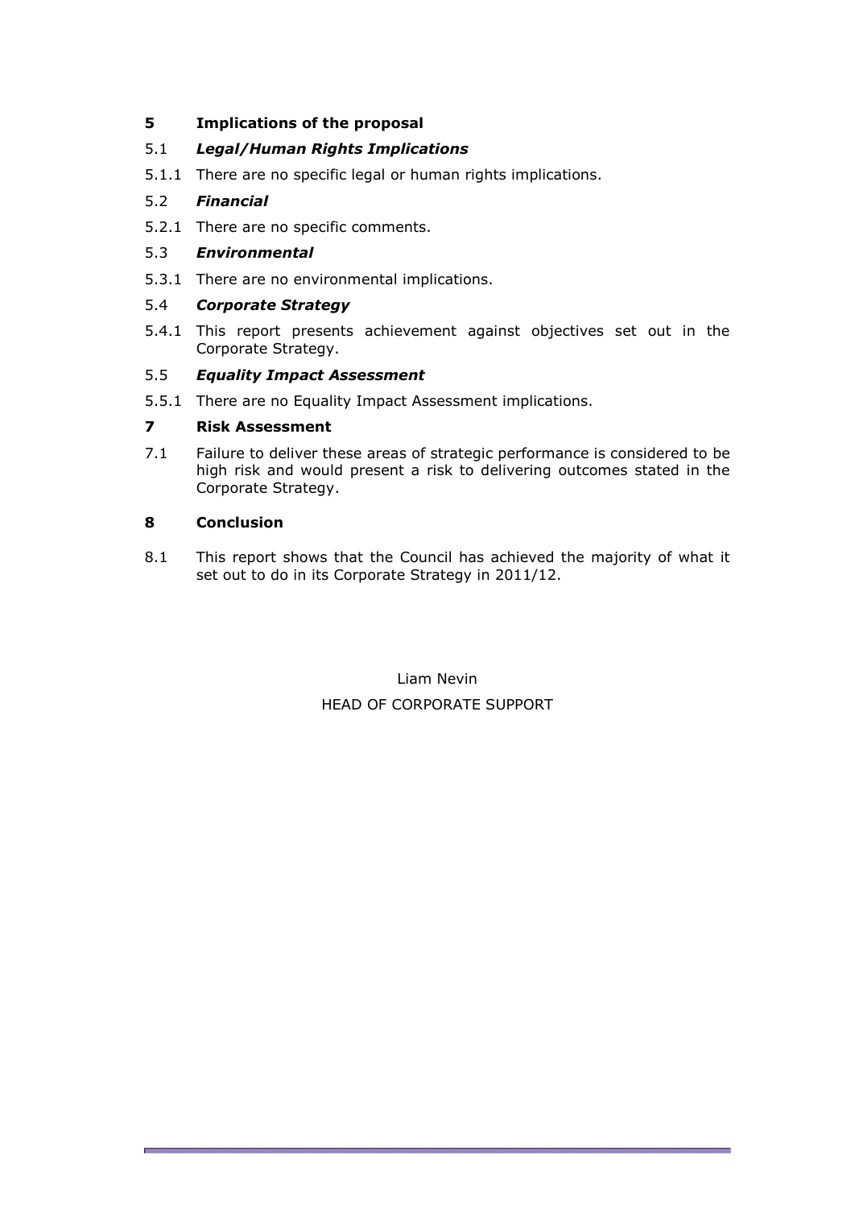## 5 Implications of the proposal

### 5.1 *Legal/Human Rights Implications*

5.1.1 There are no specific legal or human rights implications.

### 5.2 *Financial*

5.2.1 There are no specific comments.

### 5.3 *Environmental*

5.3.1 There are no environmental implications.

### 5.4 *Corporate Strategy*

5.4.1 This report presents achievement against objectives set out in the Corporate Strategy.

### 5.5 *Equality Impact Assessment*

5.5.1 There are no Equality Impact Assessment implications.

## 7 Risk Assessment

7.1 Failure to deliver these areas of strategic performance is considered to be high risk and would present a risk to delivering outcomes stated in the Corporate Strategy.

## 8 Conclusion

8.1 This report shows that the Council has achieved the majority of what it set out to do in its Corporate Strategy in 2011/12.

Liam Nevin

HEAD OF CORPORATE SUPPORT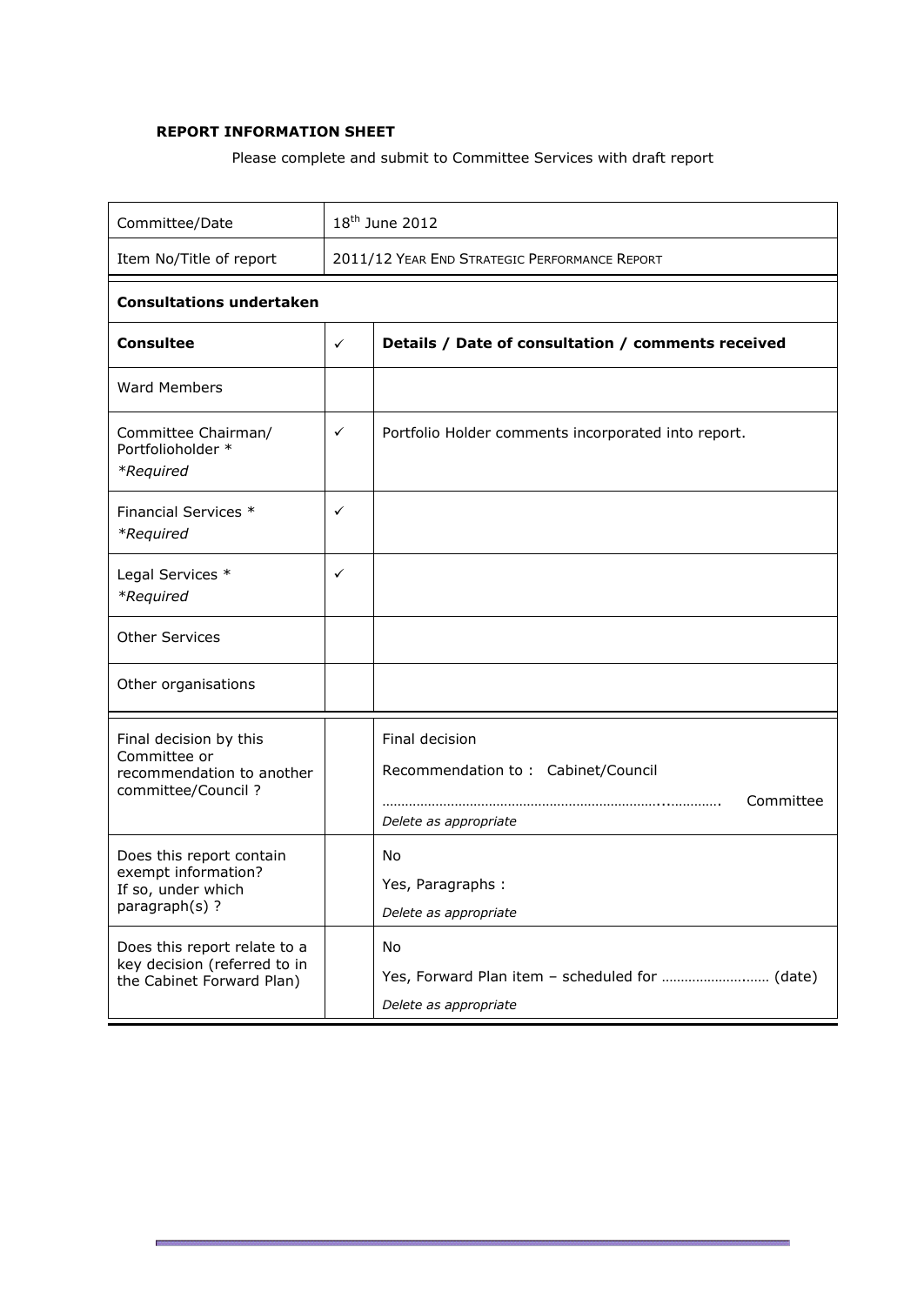**REPORT INFORMATION SHEET**

Please complete and submit to Committee Services with draft report

| | | |
|---|---|---|
| Committee/Date | 18th June 2012 | |
| Item No/Title of report | 2011/12 YEAR END STRATEGIC PERFORMANCE REPORT | |
| **Consultations undertaken** | | |
| **Consultee** | ✓ | **Details / Date of consultation / comments received** |
| Ward Members | | |
| Committee Chairman/ Portfolioholder * *\*Required* | ✓ | Portfolio Holder comments incorporated into report. |
| Financial Services * *\*Required* | ✓ | |
| Legal Services * *\*Required* | ✓ | |
| Other Services | | |
| Other organisations | | |
| Final decision by this Committee or recommendation to another committee/Council ? | | Final decision<br>Recommendation to : Cabinet/Council<br>……………………………………………………………...…………. Committee<br>*Delete as appropriate* |
| Does this report contain exempt information? If so, under which paragraph(s) ? | | No<br>Yes, Paragraphs :<br>*Delete as appropriate* |
| Does this report relate to a key decision (referred to in the Cabinet Forward Plan) | | No<br>Yes, Forward Plan item – scheduled for ……………………..…… (date)<br>*Delete as appropriate* |